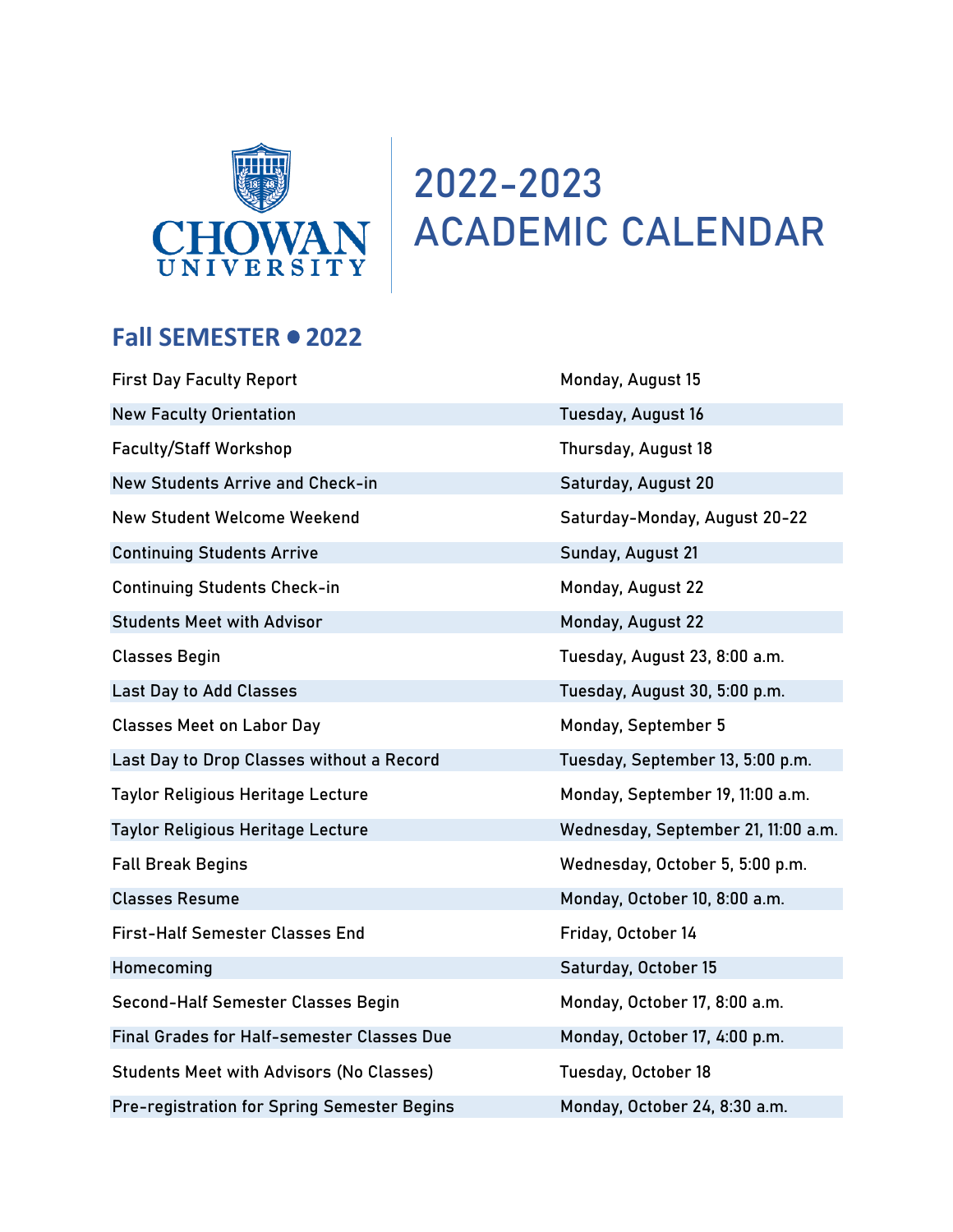CHOWAN UNIVERSITY

# 2022-2023 ACADEMIC CALENDAR

## Fall SEMESTER • 2022

| | |
|---|---|
| First Day Faculty Report | Monday, August 15 |
| New Faculty Orientation | Tuesday, August 16 |
| Faculty/Staff Workshop | Thursday, August 18 |
| New Students Arrive and Check-in | Saturday, August 20 |
| New Student Welcome Weekend | Saturday-Monday, August 20-22 |
| Continuing Students Arrive | Sunday, August 21 |
| Continuing Students Check-in | Monday, August 22 |
| Students Meet with Advisor | Monday, August 22 |
| Classes Begin | Tuesday, August 23, 8:00 a.m. |
| Last Day to Add Classes | Tuesday, August 30, 5:00 p.m. |
| Classes Meet on Labor Day | Monday, September 5 |
| Last Day to Drop Classes without a Record | Tuesday, September 13, 5:00 p.m. |
| Taylor Religious Heritage Lecture | Monday, September 19, 11:00 a.m. |
| Taylor Religious Heritage Lecture | Wednesday, September 21, 11:00 a.m. |
| Fall Break Begins | Wednesday, October 5, 5:00 p.m. |
| Classes Resume | Monday, October 10, 8:00 a.m. |
| First-Half Semester Classes End | Friday, October 14 |
| Homecoming | Saturday, October 15 |
| Second-Half Semester Classes Begin | Monday, October 17, 8:00 a.m. |
| Final Grades for Half-semester Classes Due | Monday, October 17, 4:00 p.m. |
| Students Meet with Advisors (No Classes) | Tuesday, October 18 |
| Pre-registration for Spring Semester Begins | Monday, October 24, 8:30 a.m. |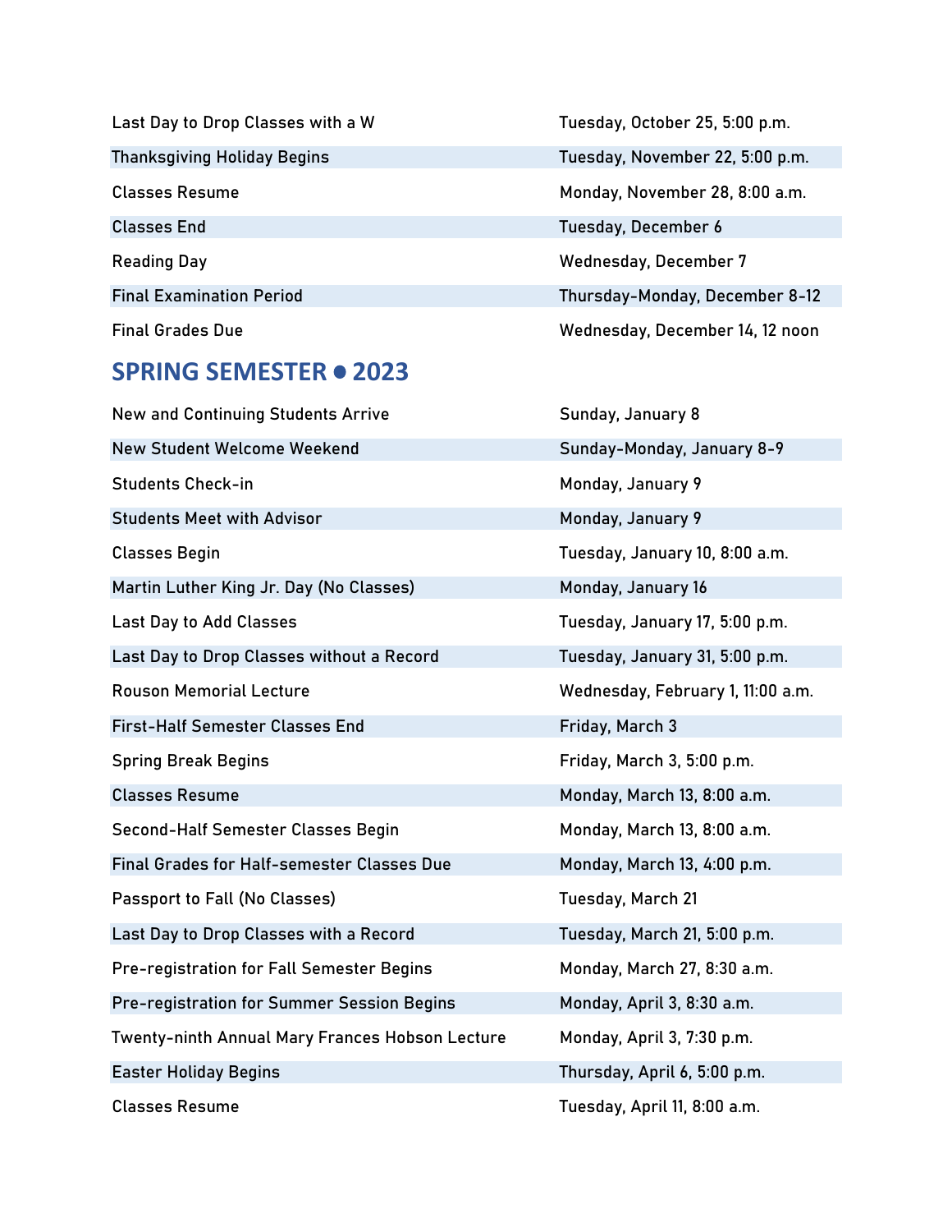| | |
|---|---|
| Last Day to Drop Classes with a W | Tuesday, October 25, 5:00 p.m. |
| Thanksgiving Holiday Begins | Tuesday, November 22, 5:00 p.m. |
| Classes Resume | Monday, November 28, 8:00 a.m. |
| Classes End | Tuesday, December 6 |
| Reading Day | Wednesday, December 7 |
| Final Examination Period | Thursday-Monday, December 8-12 |
| Final Grades Due | Wednesday, December 14, 12 noon |

## SPRING SEMESTER • 2023

| | |
|---|---|
| New and Continuing Students Arrive | Sunday, January 8 |
| New Student Welcome Weekend | Sunday-Monday, January 8-9 |
| Students Check-in | Monday, January 9 |
| Students Meet with Advisor | Monday, January 9 |
| Classes Begin | Tuesday, January 10, 8:00 a.m. |
| Martin Luther King Jr. Day (No Classes) | Monday, January 16 |
| Last Day to Add Classes | Tuesday, January 17, 5:00 p.m. |
| Last Day to Drop Classes without a Record | Tuesday, January 31, 5:00 p.m. |
| Rouson Memorial Lecture | Wednesday, February 1, 11:00 a.m. |
| First-Half Semester Classes End | Friday, March 3 |
| Spring Break Begins | Friday, March 3, 5:00 p.m. |
| Classes Resume | Monday, March 13, 8:00 a.m. |
| Second-Half Semester Classes Begin | Monday, March 13, 8:00 a.m. |
| Final Grades for Half-semester Classes Due | Monday, March 13, 4:00 p.m. |
| Passport to Fall (No Classes) | Tuesday, March 21 |
| Last Day to Drop Classes with a Record | Tuesday, March 21, 5:00 p.m. |
| Pre-registration for Fall Semester Begins | Monday, March 27, 8:30 a.m. |
| Pre-registration for Summer Session Begins | Monday, April 3, 8:30 a.m. |
| Twenty-ninth Annual Mary Frances Hobson Lecture | Monday, April 3, 7:30 p.m. |
| Easter Holiday Begins | Thursday, April 6, 5:00 p.m. |
| Classes Resume | Tuesday, April 11, 8:00 a.m. |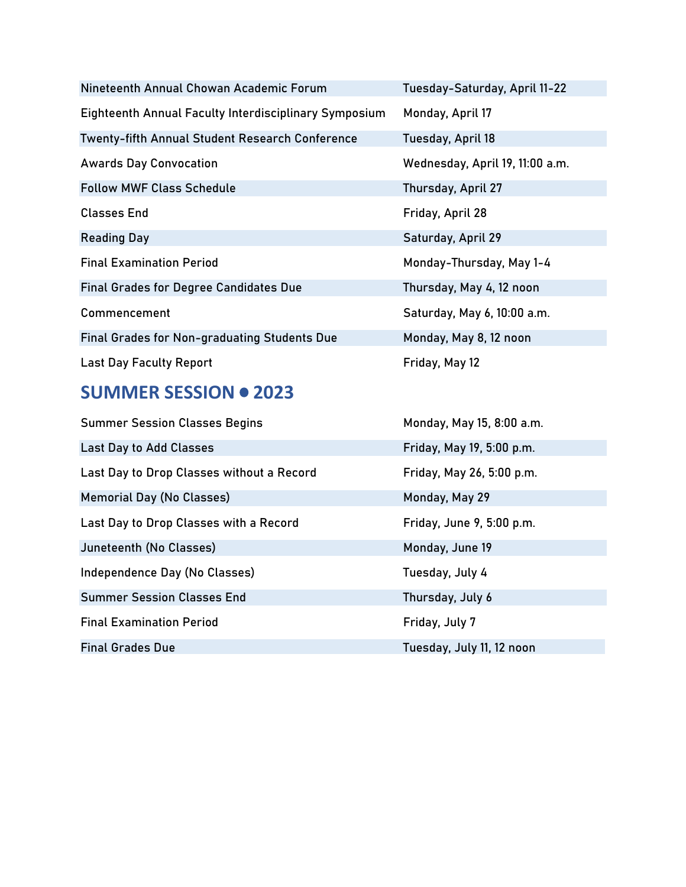| | |
|---|---|
| Nineteenth Annual Chowan Academic Forum | Tuesday-Saturday, April 11-22 |
| Eighteenth Annual Faculty Interdisciplinary Symposium | Monday, April 17 |
| Twenty-fifth Annual Student Research Conference | Tuesday, April 18 |
| Awards Day Convocation | Wednesday, April 19, 11:00 a.m. |
| Follow MWF Class Schedule | Thursday, April 27 |
| Classes End | Friday, April 28 |
| Reading Day | Saturday, April 29 |
| Final Examination Period | Monday-Thursday, May 1-4 |
| Final Grades for Degree Candidates Due | Thursday, May 4, 12 noon |
| Commencement | Saturday, May 6, 10:00 a.m. |
| Final Grades for Non-graduating Students Due | Monday, May 8, 12 noon |
| Last Day Faculty Report | Friday, May 12 |

## SUMMER SESSION • 2023

| | |
|---|---|
| Summer Session Classes Begins | Monday, May 15, 8:00 a.m. |
| Last Day to Add Classes | Friday, May 19, 5:00 p.m. |
| Last Day to Drop Classes without a Record | Friday, May 26, 5:00 p.m. |
| Memorial Day (No Classes) | Monday, May 29 |
| Last Day to Drop Classes with a Record | Friday, June 9, 5:00 p.m. |
| Juneteenth (No Classes) | Monday, June 19 |
| Independence Day (No Classes) | Tuesday, July 4 |
| Summer Session Classes End | Thursday, July 6 |
| Final Examination Period | Friday, July 7 |
| Final Grades Due | Tuesday, July 11, 12 noon |